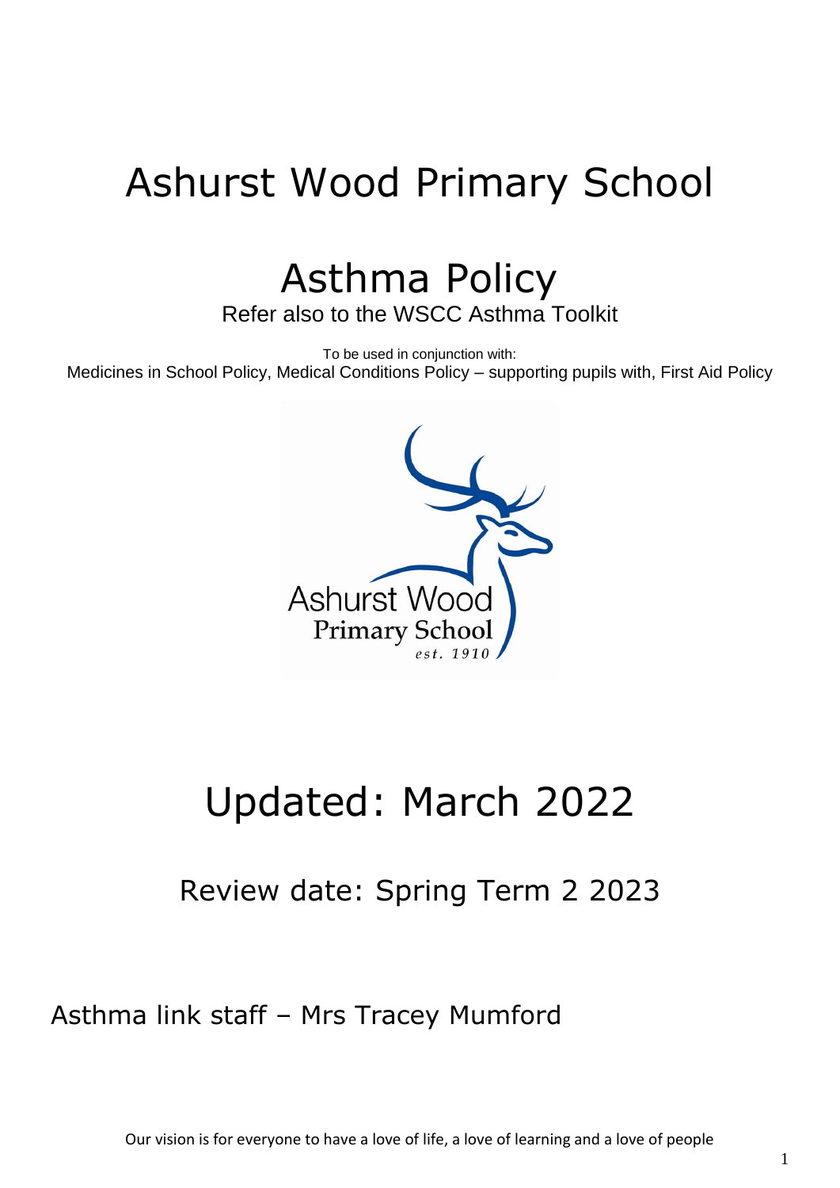# Ashurst Wood Primary School

# Asthma Policy

Refer also to the WSCC Asthma Toolkit

To be used in conjunction with:

Medicines in School Policy, Medical Conditions Policy – supporting pupils with, First Aid Policy

## Updated: March 2022

### Review date: Spring Term 2 2023

Asthma link staff – Mrs Tracey Mumford

Our vision is for everyone to have a love of life, a love of learning and a love of people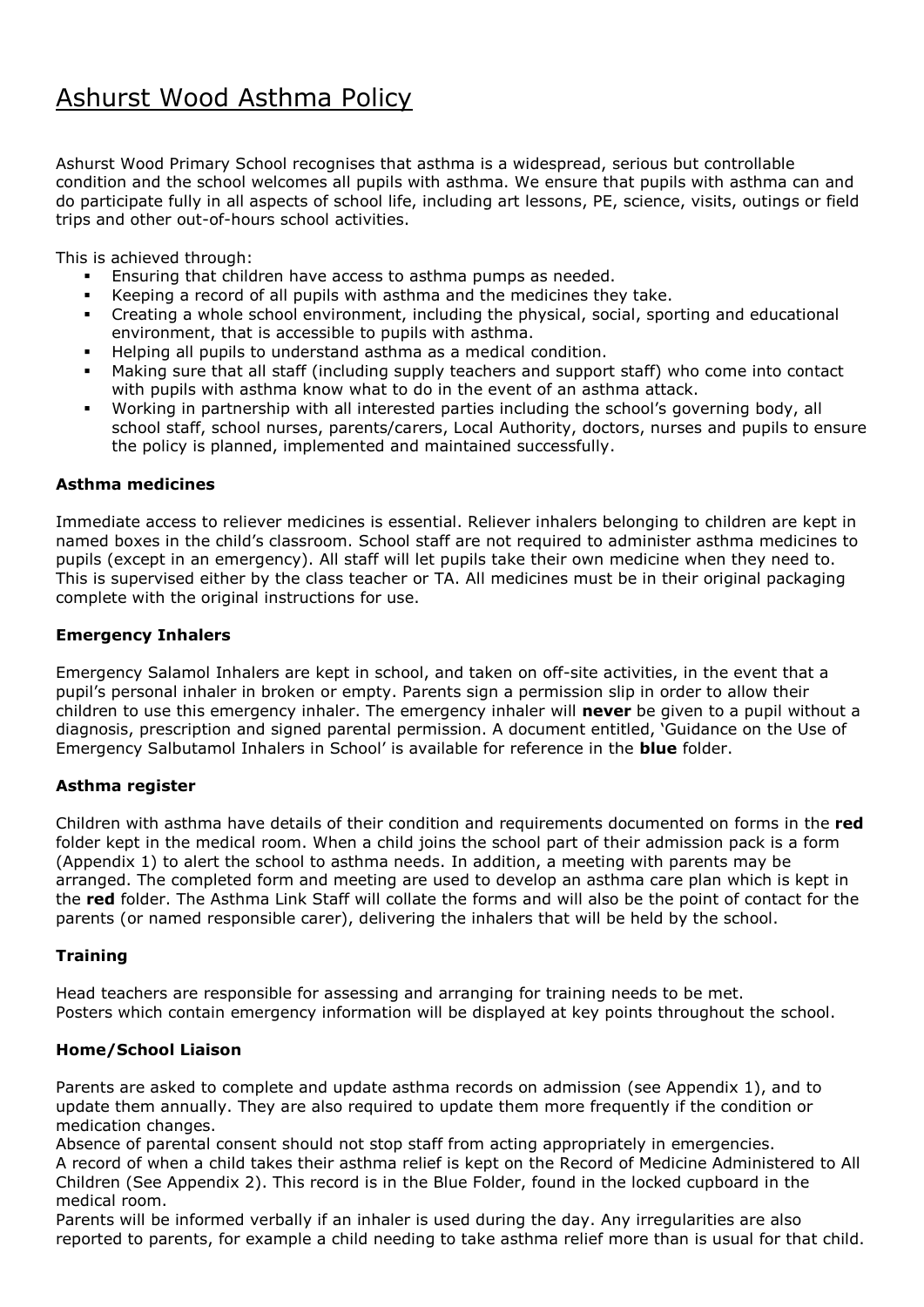# Ashurst Wood Asthma Policy

Ashurst Wood Primary School recognises that asthma is a widespread, serious but controllable condition and the school welcomes all pupils with asthma. We ensure that pupils with asthma can and do participate fully in all aspects of school life, including art lessons, PE, science, visits, outings or field trips and other out-of-hours school activities.

This is achieved through:

- Ensuring that children have access to asthma pumps as needed.
- Keeping a record of all pupils with asthma and the medicines they take.
- Creating a whole school environment, including the physical, social, sporting and educational environment, that is accessible to pupils with asthma.
- Helping all pupils to understand asthma as a medical condition.
- Making sure that all staff (including supply teachers and support staff) who come into contact with pupils with asthma know what to do in the event of an asthma attack.
- Working in partnership with all interested parties including the school's governing body, all school staff, school nurses, parents/carers, Local Authority, doctors, nurses and pupils to ensure the policy is planned, implemented and maintained successfully.

**Asthma medicines**

Immediate access to reliever medicines is essential. Reliever inhalers belonging to children are kept in named boxes in the child's classroom. School staff are not required to administer asthma medicines to pupils (except in an emergency). All staff will let pupils take their own medicine when they need to. This is supervised either by the class teacher or TA. All medicines must be in their original packaging complete with the original instructions for use.

**Emergency Inhalers**

Emergency Salamol Inhalers are kept in school, and taken on off-site activities, in the event that a pupil's personal inhaler in broken or empty. Parents sign a permission slip in order to allow their children to use this emergency inhaler. The emergency inhaler will **never** be given to a pupil without a diagnosis, prescription and signed parental permission. A document entitled, 'Guidance on the Use of Emergency Salbutamol Inhalers in School' is available for reference in the **blue** folder.

**Asthma register**

Children with asthma have details of their condition and requirements documented on forms in the **red** folder kept in the medical room. When a child joins the school part of their admission pack is a form (Appendix 1) to alert the school to asthma needs. In addition, a meeting with parents may be arranged. The completed form and meeting are used to develop an asthma care plan which is kept in the **red** folder. The Asthma Link Staff will collate the forms and will also be the point of contact for the parents (or named responsible carer), delivering the inhalers that will be held by the school.

**Training**

Head teachers are responsible for assessing and arranging for training needs to be met.
Posters which contain emergency information will be displayed at key points throughout the school.

**Home/School Liaison**

Parents are asked to complete and update asthma records on admission (see Appendix 1), and to update them annually. They are also required to update them more frequently if the condition or medication changes.
Absence of parental consent should not stop staff from acting appropriately in emergencies.
A record of when a child takes their asthma relief is kept on the Record of Medicine Administered to All Children (See Appendix 2). This record is in the Blue Folder, found in the locked cupboard in the medical room.
Parents will be informed verbally if an inhaler is used during the day. Any irregularities are also reported to parents, for example a child needing to take asthma relief more than is usual for that child.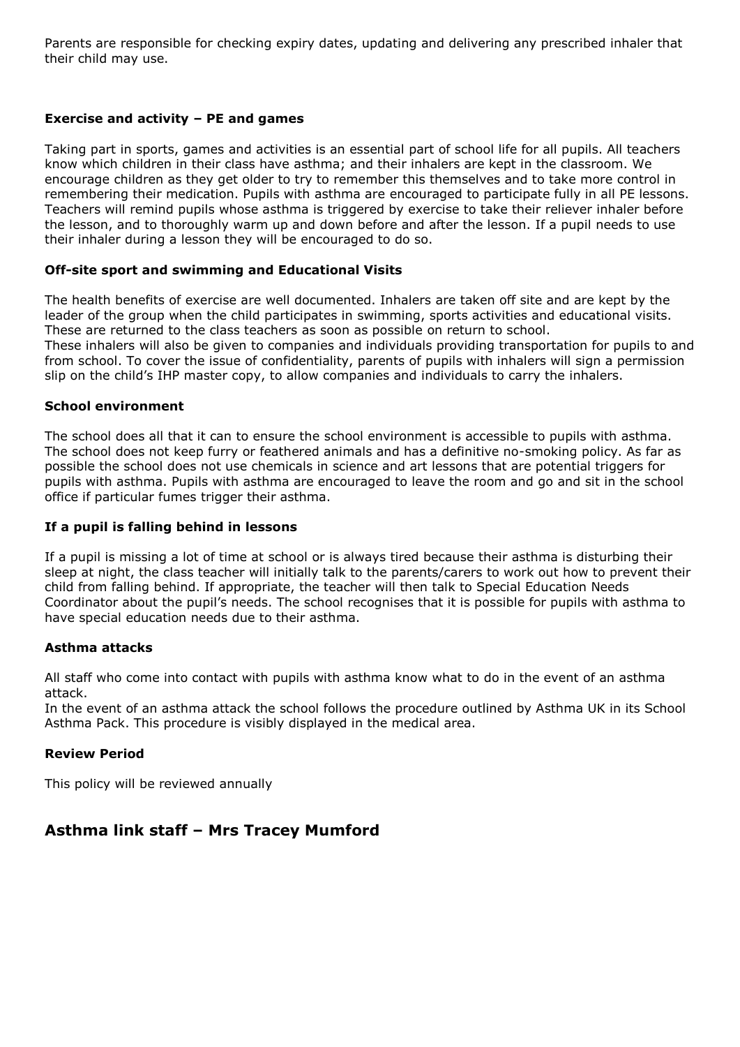Parents are responsible for checking expiry dates, updating and delivering any prescribed inhaler that their child may use.

### Exercise and activity – PE and games

Taking part in sports, games and activities is an essential part of school life for all pupils. All teachers know which children in their class have asthma; and their inhalers are kept in the classroom. We encourage children as they get older to try to remember this themselves and to take more control in remembering their medication. Pupils with asthma are encouraged to participate fully in all PE lessons. Teachers will remind pupils whose asthma is triggered by exercise to take their reliever inhaler before the lesson, and to thoroughly warm up and down before and after the lesson. If a pupil needs to use their inhaler during a lesson they will be encouraged to do so.

### Off-site sport and swimming and Educational Visits

The health benefits of exercise are well documented. Inhalers are taken off site and are kept by the leader of the group when the child participates in swimming, sports activities and educational visits. These are returned to the class teachers as soon as possible on return to school.
These inhalers will also be given to companies and individuals providing transportation for pupils to and from school. To cover the issue of confidentiality, parents of pupils with inhalers will sign a permission slip on the child's IHP master copy, to allow companies and individuals to carry the inhalers.

### School environment

The school does all that it can to ensure the school environment is accessible to pupils with asthma. The school does not keep furry or feathered animals and has a definitive no-smoking policy. As far as possible the school does not use chemicals in science and art lessons that are potential triggers for pupils with asthma. Pupils with asthma are encouraged to leave the room and go and sit in the school office if particular fumes trigger their asthma.

### If a pupil is falling behind in lessons

If a pupil is missing a lot of time at school or is always tired because their asthma is disturbing their sleep at night, the class teacher will initially talk to the parents/carers to work out how to prevent their child from falling behind. If appropriate, the teacher will then talk to Special Education Needs Coordinator about the pupil's needs. The school recognises that it is possible for pupils with asthma to have special education needs due to their asthma.

### Asthma attacks

All staff who come into contact with pupils with asthma know what to do in the event of an asthma attack.
In the event of an asthma attack the school follows the procedure outlined by Asthma UK in its School Asthma Pack. This procedure is visibly displayed in the medical area.

### Review Period

This policy will be reviewed annually

## Asthma link staff – Mrs Tracey Mumford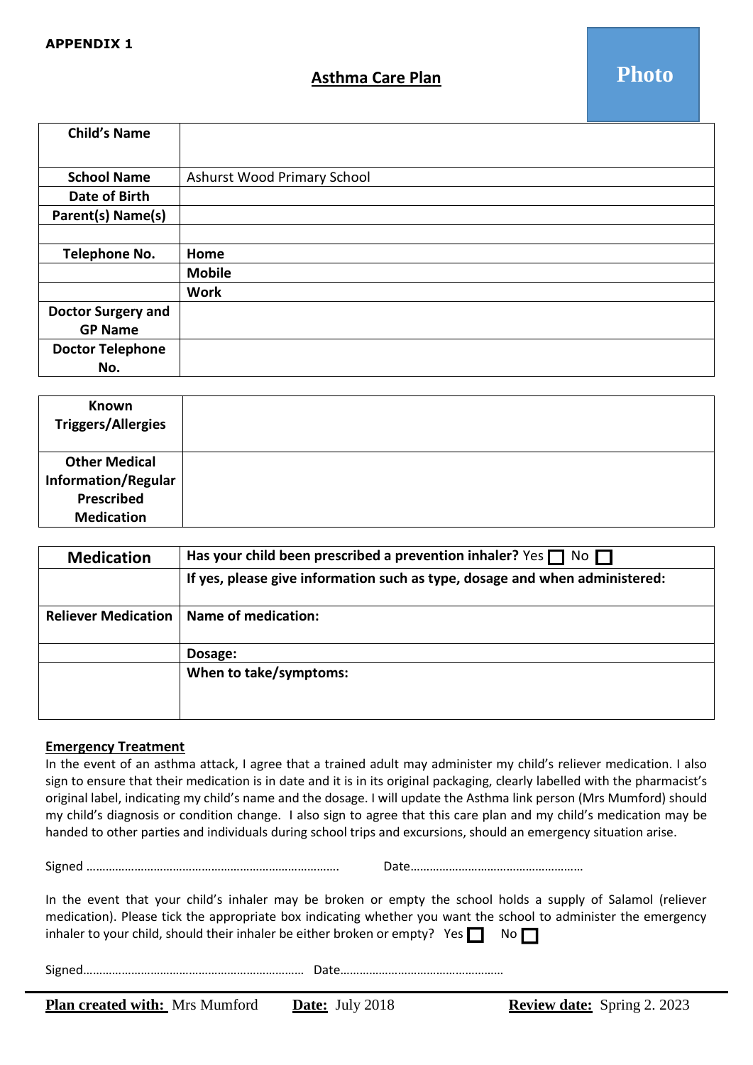**APPENDIX 1**

Photo

## Asthma Care Plan

| Child's Name | |
|---|---|
| School Name | Ashurst Wood Primary School |
| Date of Birth | |
| Parent(s) Name(s) | |
| | |
| Telephone No. | **Home** |
| | **Mobile** |
| | **Work** |
| Doctor Surgery and GP Name | |
| Doctor Telephone No. | |

| Known Triggers/Allergies | |
|---|---|
| Other Medical Information/Regular Prescribed Medication | |

| Medication | Has your child been prescribed a prevention inhaler? Yes ☐ No ☐ |
|---|---|
| | **If yes, please give information such as type, dosage and when administered:** |
| Reliever Medication | **Name of medication:** |
| | **Dosage:** |
| | **When to take/symptoms:** |

**Emergency Treatment**

In the event of an asthma attack, I agree that a trained adult may administer my child's reliever medication. I also sign to ensure that their medication is in date and it is in its original packaging, clearly labelled with the pharmacist's original label, indicating my child's name and the dosage. I will update the Asthma link person (Mrs Mumford) should my child's diagnosis or condition change. I also sign to agree that this care plan and my child's medication may be handed to other parties and individuals during school trips and excursions, should an emergency situation arise.

Signed ……………………………………………………………………… Date……………………………………………

In the event that your child's inhaler may be broken or empty the school holds a supply of Salamol (reliever medication). Please tick the appropriate box indicating whether you want the school to administer the emergency inhaler to your child, should their inhaler be either broken or empty? Yes ☐ No ☐

Signed…………………………………………………………… Date……………………………………………

**Plan created with:** Mrs Mumford **Date:** July 2018 **Review date:** Spring 2. 2023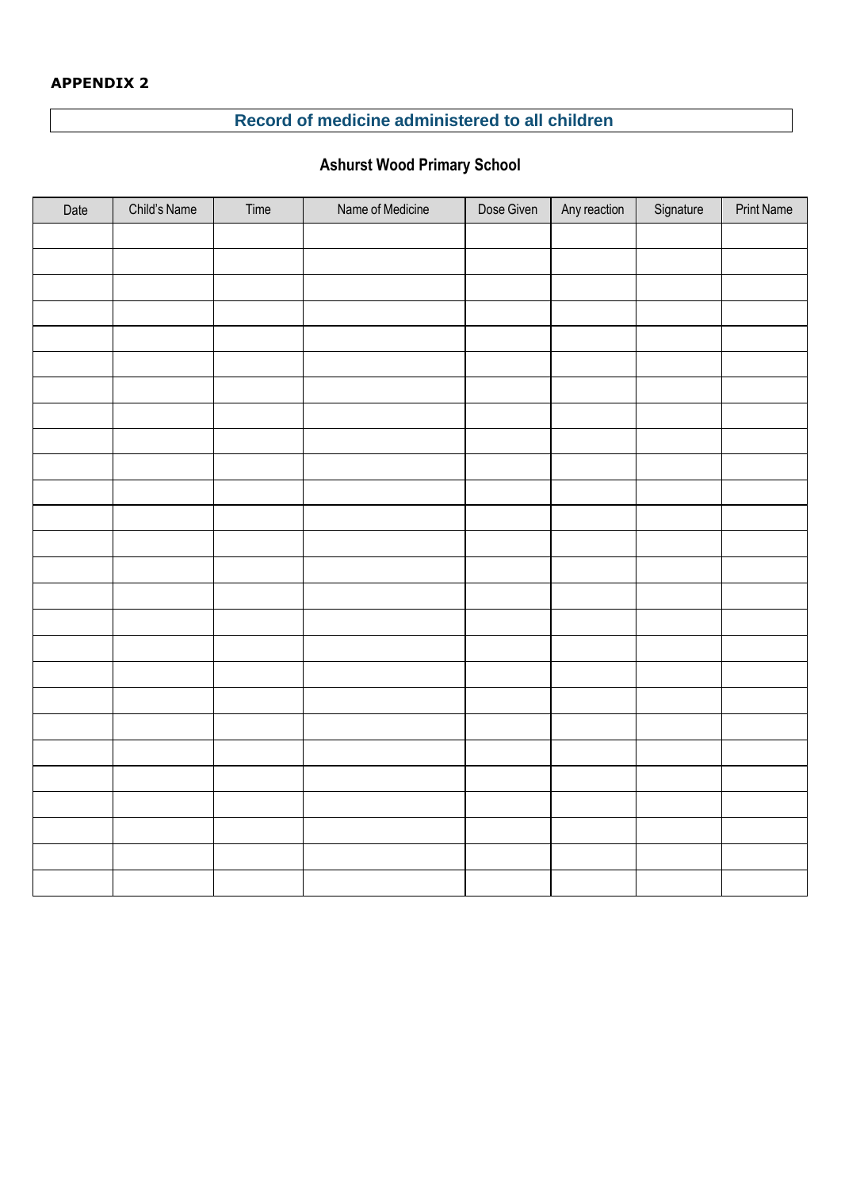**APPENDIX 2**

## Record of medicine administered to all children

### Ashurst Wood Primary School

| Date | Child's Name | Time | Name of Medicine | Dose Given | Any reaction | Signature | Print Name |
|---|---|---|---|---|---|---|---|
| | | | | | | | |
| | | | | | | | |
| | | | | | | | |
| | | | | | | | |
| | | | | | | | |
| | | | | | | | |
| | | | | | | | |
| | | | | | | | |
| | | | | | | | |
| | | | | | | | |
| | | | | | | | |
| | | | | | | | |
| | | | | | | | |
| | | | | | | | |
| | | | | | | | |
| | | | | | | | |
| | | | | | | | |
| | | | | | | | |
| | | | | | | | |
| | | | | | | | |
| | | | | | | | |
| | | | | | | | |
| | | | | | | | |
| | | | | | | | |
| | | | | | | | |
| | | | | | | | |